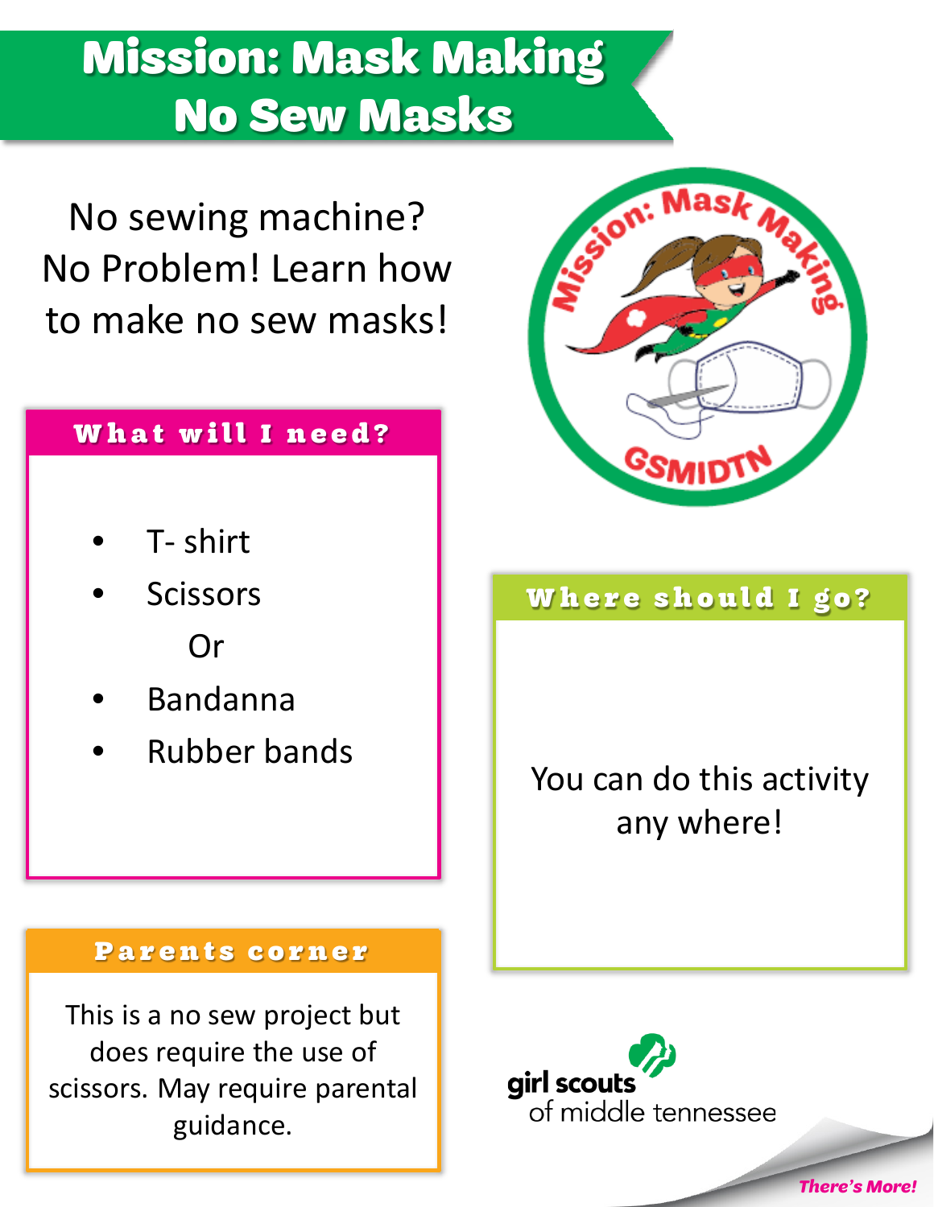# Mission: Mask Making
# No Sew Masks

No sewing machine? No Problem! Learn how to make no sew masks!

## What will I need?

- T- shirt
- Scissors

  Or

- Bandanna
- Rubber bands

## Where should I go?

You can do this activity any where!

## Parents corner

This is a no sew project but does require the use of scissors. May require parental guidance.

girl scouts of middle tennessee

*There's More!*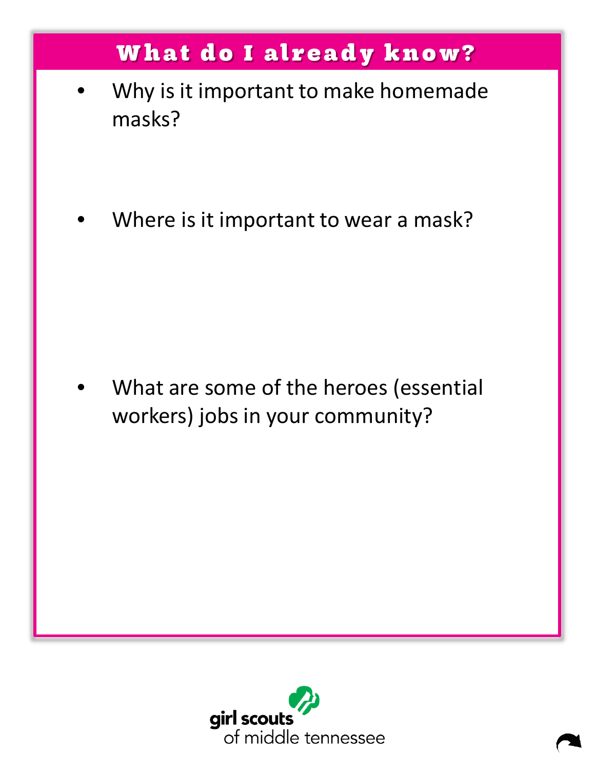## What do I already know?

- Why is it important to make homemade masks?

- Where is it important to wear a mask?

- What are some of the heroes (essential workers) jobs in your community?

girl scouts
of middle tennessee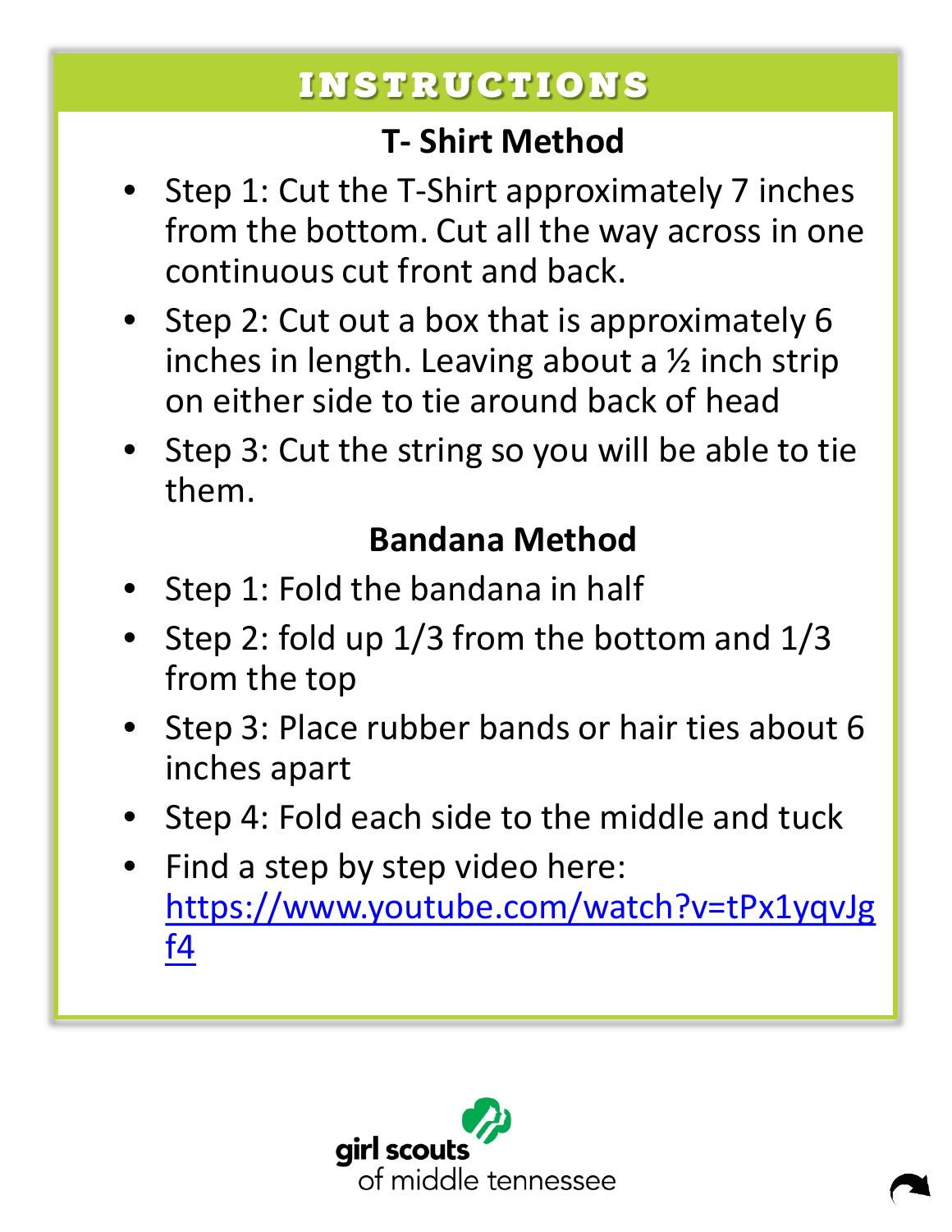## INSTRUCTIONS

### T- Shirt Method

- Step 1: Cut the T-Shirt approximately 7 inches from the bottom. Cut all the way across in one continuous cut front and back.
- Step 2: Cut out a box that is approximately 6 inches in length. Leaving about a ½ inch strip on either side to tie around back of head
- Step 3: Cut the string so you will be able to tie them.

### Bandana Method

- Step 1: Fold the bandana in half
- Step 2: fold up 1/3 from the bottom and 1/3 from the top
- Step 3: Place rubber bands or hair ties about 6 inches apart
- Step 4: Fold each side to the middle and tuck
- Find a step by step video here: [https://www.youtube.com/watch?v=tPx1yqvJgf4](https://www.youtube.com/watch?v=tPx1yqvJgf4)

girl scouts of middle tennessee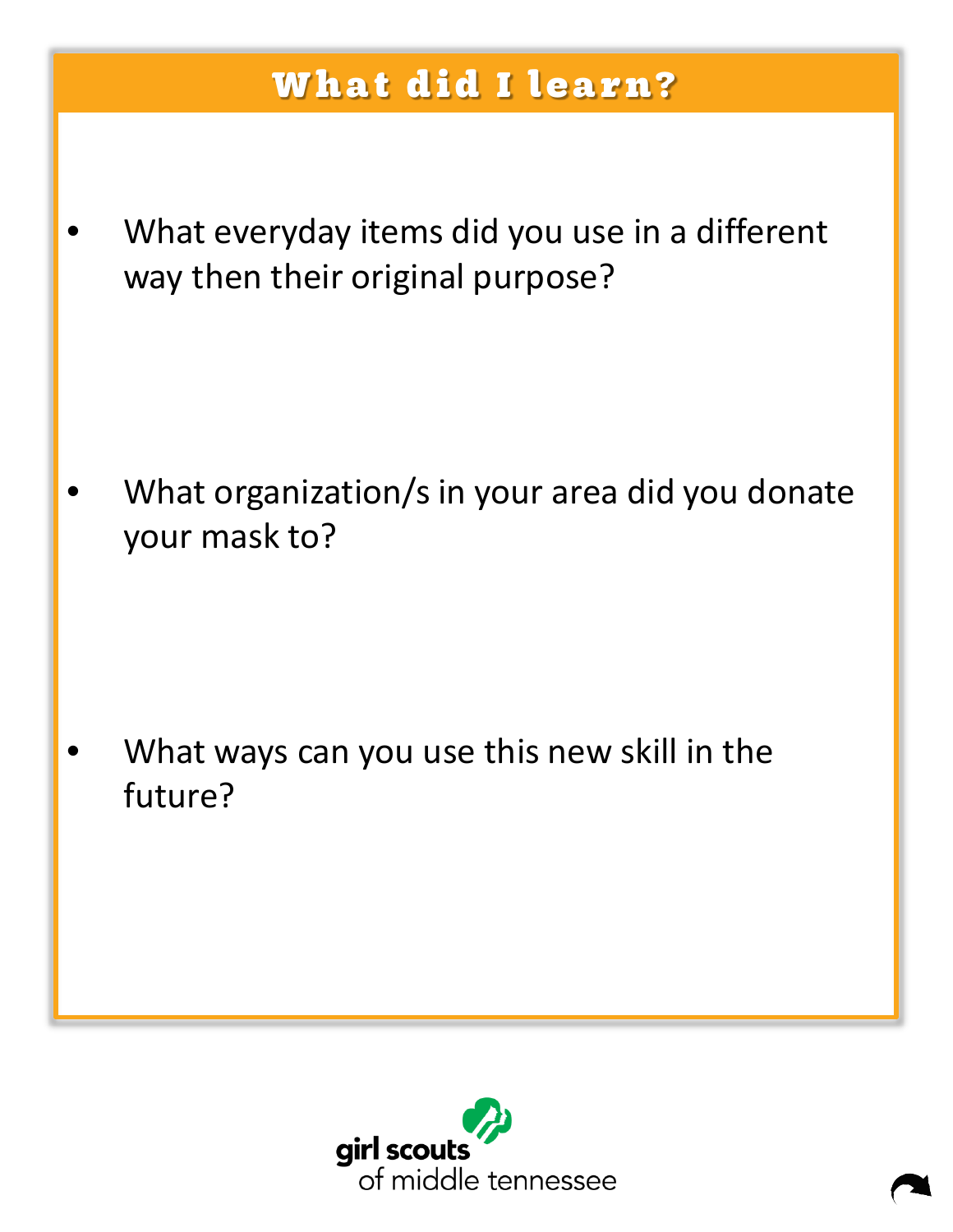# What did I learn?

- What everyday items did you use in a different way then their original purpose?

- What organization/s in your area did you donate your mask to?

- What ways can you use this new skill in the future?

girl scouts
of middle tennessee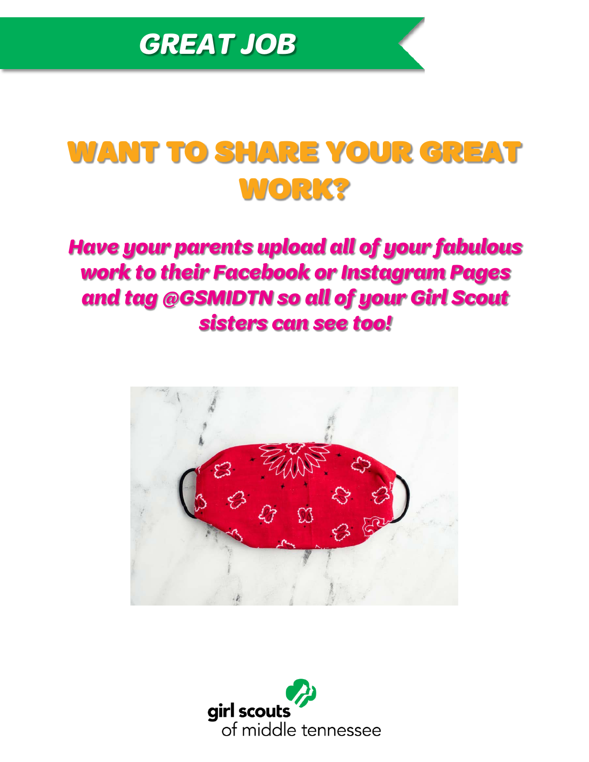## *GREAT JOB*

# WANT TO SHARE YOUR GREAT WORK?

***Have your parents upload all of your fabulous work to their Facebook or Instagram Pages and tag @GSMIDTN so all of your Girl Scout sisters can see too!***

girl scouts
of middle tennessee